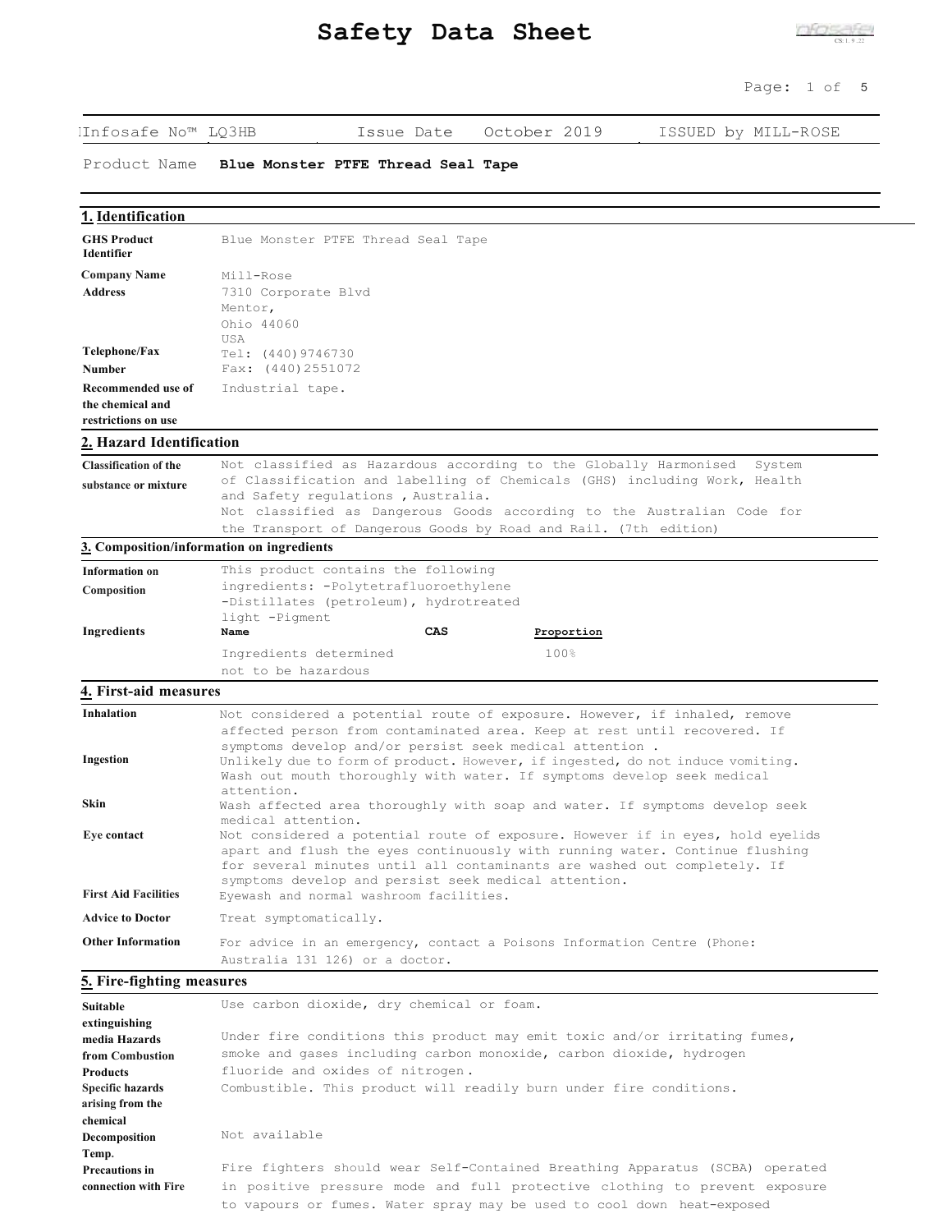# Safety Data Sheet

| Infosafe No™ LQ3HB | Issue Date October 2019 | ISSUED by MILL-ROSE |
|---|---|---|

Product Name **Blue Monster PTFE Thread Seal Tape**

## 1. Identification

| | |
|---|---|
| **GHS Product Identifier** | Blue Monster PTFE Thread Seal Tape |
| **Company Name** | Mill-Rose |
| **Address** | 7310 Corporate Blvd<br>Mentor,<br>Ohio 44060<br>USA |
| **Telephone/Fax Number** | Tel: (440)9746730<br>Fax: (440)2551072 |
| **Recommended use of the chemical and restrictions on use** | Industrial tape. |

## 2. Hazard Identification

| | |
|---|---|
| **Classification of the substance or mixture** | Not classified as Hazardous according to the Globally Harmonised System of Classification and labelling of Chemicals (GHS) including Work, Health and Safety regulations , Australia.<br>Not classified as Dangerous Goods according to the Australian Code for the Transport of Dangerous Goods by Road and Rail. (7th edition) |

## 3. Composition/information on ingredients

**Information on Composition**

This product contains the following ingredients: -Polytetrafluoroethylene -Distillates (petroleum), hydrotreated light -Pigment

**Ingredients**

| Name | CAS | Proportion |
|---|---|---|
| Ingredients determined not to be hazardous | | 100% |

## 4. First-aid measures

| | |
|---|---|
| **Inhalation** | Not considered a potential route of exposure. However, if inhaled, remove affected person from contaminated area. Keep at rest until recovered. If symptoms develop and/or persist seek medical attention . |
| **Ingestion** | Unlikely due to form of product. However, if ingested, do not induce vomiting. Wash out mouth thoroughly with water. If symptoms develop seek medical attention. |
| **Skin** | Wash affected area thoroughly with soap and water. If symptoms develop seek medical attention. |
| **Eye contact** | Not considered a potential route of exposure. However if in eyes, hold eyelids apart and flush the eyes continuously with running water. Continue flushing for several minutes until all contaminants are washed out completely. If symptoms develop and persist seek medical attention. |
| **First Aid Facilities** | Eyewash and normal washroom facilities. |
| **Advice to Doctor** | Treat symptomatically. |
| **Other Information** | For advice in an emergency, contact a Poisons Information Centre (Phone: Australia 131 126) or a doctor. |

## 5. Fire-fighting measures

| | |
|---|---|
| **Suitable extinguishing media** | Use carbon dioxide, dry chemical or foam. |
| **Hazards from Combustion Products** | Under fire conditions this product may emit toxic and/or irritating fumes, smoke and gases including carbon monoxide, carbon dioxide, hydrogen fluoride and oxides of nitrogen. |
| **Specific hazards arising from the chemical** | Combustible. This product will readily burn under fire conditions. |
| **Decomposition Temp.** | Not available |
| **Precautions in connection with Fire** | Fire fighters should wear Self-Contained Breathing Apparatus (SCBA) operated in positive pressure mode and full protective clothing to prevent exposure to vapours or fumes. Water spray may be used to cool down heat-exposed |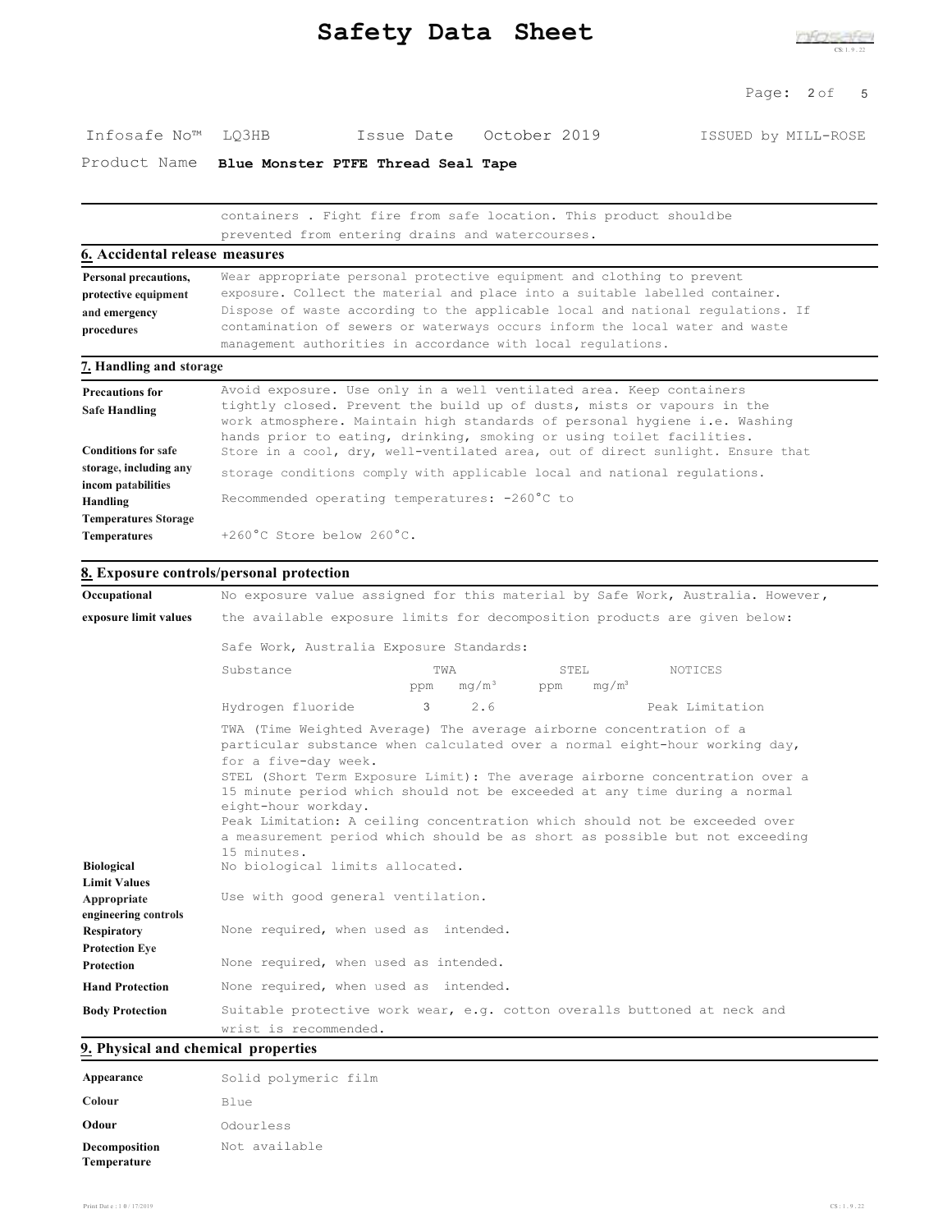Infosafe No™ LQ3HB Issue Date October 2019 ISSUED by MILL-ROSE

Product Name **Blue Monster PTFE Thread Seal Tape**

containers . Fight fire from safe location. This product shouldbe prevented from entering drains and watercourses.

## 6. Accidental release measures

**Personal precautions, protective equipment and emergency procedures**
Wear appropriate personal protective equipment and clothing to prevent exposure. Collect the material and place into a suitable labelled container. Dispose of waste according to the applicable local and national regulations. If contamination of sewers or waterways occurs inform the local water and waste management authorities in accordance with local regulations.

## 7. Handling and storage

**Precautions for Safe Handling**
Avoid exposure. Use only in a well ventilated area. Keep containers tightly closed. Prevent the build up of dusts, mists or vapours in the work atmosphere. Maintain high standards of personal hygiene i.e. Washing hands prior to eating, drinking, smoking or using toilet facilities.

**Conditions for safe storage, including any incom patabilities**
Store in a cool, dry, well-ventilated area, out of direct sunlight. Ensure that storage conditions comply with applicable local and national regulations.

**Handling Temperatures Storage Temperatures**
Recommended operating temperatures: -260°C to +260°C Store below 260°C.

## 8. Exposure controls/personal protection

**Occupational exposure limit values**
No exposure value assigned for this material by Safe Work, Australia. However, the available exposure limits for decomposition products are given below:

Safe Work, Australia Exposure Standards:

| Substance | TWA | | STEL | | NOTICES |
|---|---|---|---|---|---|
| | ppm | $mg/m^3$ | ppm | $mg/m^3$ | |
| Hydrogen fluoride | 3 | 2.6 | | | Peak Limitation |

TWA (Time Weighted Average) The average airborne concentration of a particular substance when calculated over a normal eight-hour working day, for a five-day week.
STEL (Short Term Exposure Limit): The average airborne concentration over a 15 minute period which should not be exceeded at any time during a normal eight-hour workday.
Peak Limitation: A ceiling concentration which should not be exceeded over a measurement period which should be as short as possible but not exceeding 15 minutes.

**Biological Limit Values**
No biological limits allocated.

**Appropriate engineering controls**
Use with good general ventilation.

**Respiratory Protection**
None required, when used as intended.

**Eye Protection**
None required, when used as intended.

**Hand Protection**
None required, when used as intended.

**Body Protection**
Suitable protective work wear, e.g. cotton overalls buttoned at neck and wrist is recommended.

## 9. Physical and chemical properties

**Appearance**
Solid polymeric film

**Colour**
Blue

**Odour**
Odourless

**Decomposition Temperature**
Not available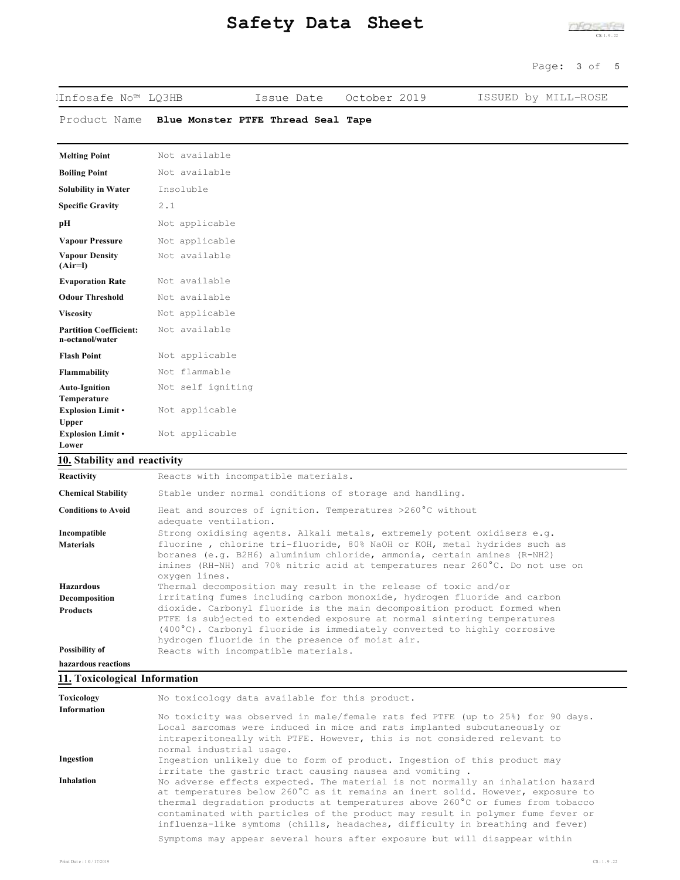Infosafe No™ LQ3HB | Issue Date October 2019 | ISSUED by MILL-ROSE

Product Name **Blue Monster PTFE Thread Seal Tape**

| | |
|---|---|
| **Melting Point** | Not available |
| **Boiling Point** | Not available |
| **Solubility in Water** | Insoluble |
| **Specific Gravity** | 2.1 |
| **pH** | Not applicable |
| **Vapour Pressure** | Not applicable |
| **Vapour Density (Air=l)** | Not available |
| **Evaporation Rate** | Not available |
| **Odour Threshold** | Not available |
| **Viscosity** | Not applicable |
| **Partition Coefficient: n-octanol/water** | Not available |
| **Flash Point** | Not applicable |
| **Flammability** | Not flammable |
| **Auto-Ignition Temperature** | Not self igniting |
| **Explosion Limit • Upper** | Not applicable |
| **Explosion Limit • Lower** | Not applicable |

## 10. Stability and reactivity

| | |
|---|---|
| **Reactivity** | Reacts with incompatible materials. |
| **Chemical Stability** | Stable under normal conditions of storage and handling. |
| **Conditions to Avoid** | Heat and sources of ignition. Temperatures >260°C without adequate ventilation. |
| **Incompatible Materials** | Strong oxidising agents. Alkali metals, extremely potent oxidisers e.g. fluorine , chlorine tri-fluoride, 80% NaOH or KOH, metal hydrides such as boranes (e.g. $B_2H_6$) aluminium chloride, ammonia, certain amines ($R\text{-}NH_2$) imines (RH-NH) and 70% nitric acid at temperatures near 260°C. Do not use on oxygen lines. |
| **Hazardous Decomposition Products** | Thermal decomposition may result in the release of toxic and/or irritating fumes including carbon monoxide, hydrogen fluoride and carbon dioxide. Carbonyl fluoride is the main decomposition product formed when PTFE is subjected to extended exposure at normal sintering temperatures (400°C). Carbonyl fluoride is immediately converted to highly corrosive hydrogen fluoride in the presence of moist air. |
| **Possibility of hazardous reactions** | Reacts with incompatible materials. |

## 11. Toxicological Information

| | |
|---|---|
| **Toxicology Information** | No toxicology data available for this product. No toxicity was observed in male/female rats fed PTFE (up to 25%) for 90 days. Local sarcomas were induced in mice and rats implanted subcutaneously or intraperitoneally with PTFE. However, this is not considered relevant to normal industrial usage. |
| **Ingestion** | Ingestion unlikely due to form of product. Ingestion of this product may irritate the gastric tract causing nausea and vomiting . |
| **Inhalation** | No adverse effects expected. The material is not normally an inhalation hazard at temperatures below 260°C as it remains an inert solid. However, exposure to thermal degradation products at temperatures above 260°C or fumes from tobacco contaminated with particles of the product may result in polymer fume fever or influenza-like symtoms (chills, headaches, difficulty in breathing and fever) Symptoms may appear several hours after exposure but will disappear within |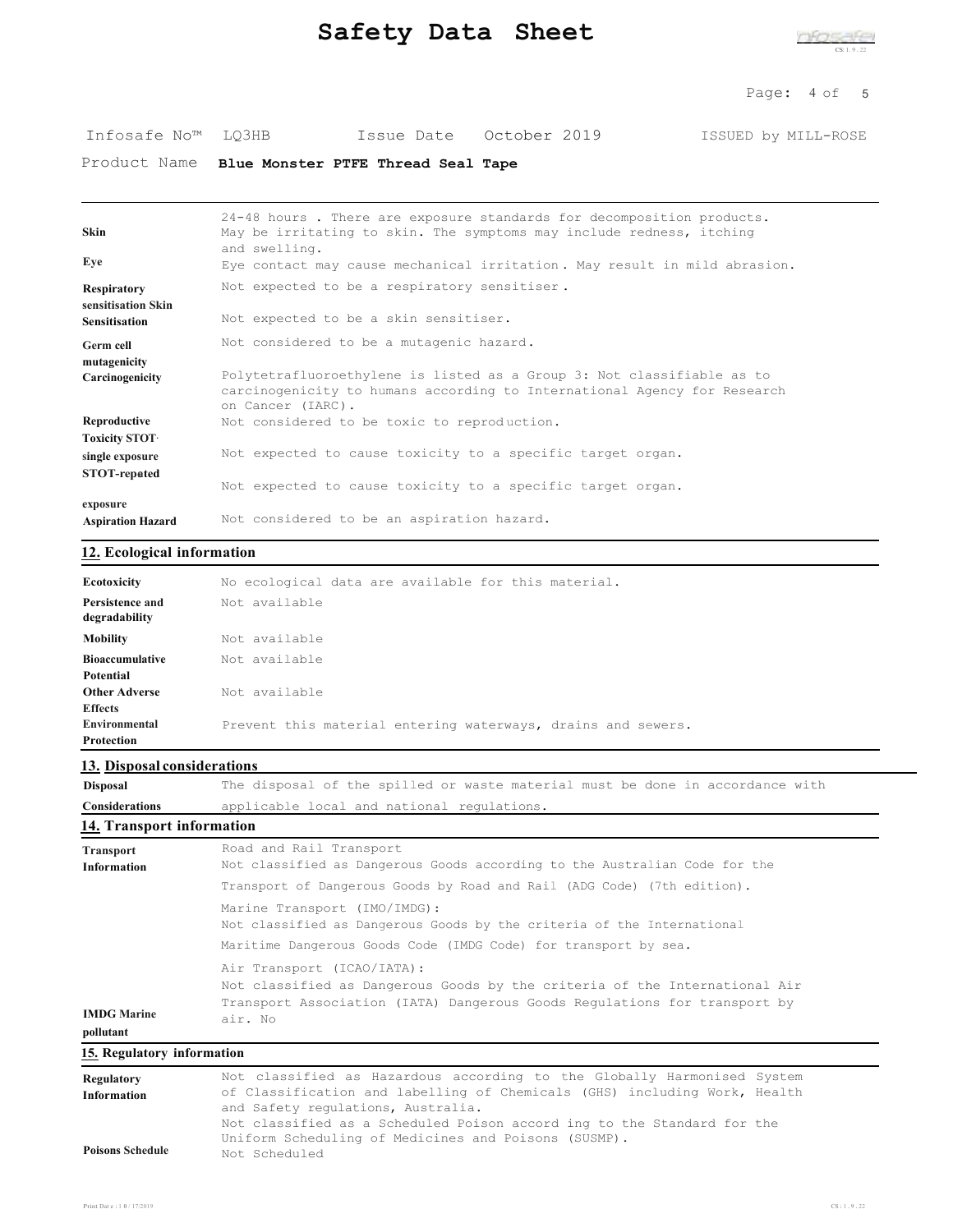| | |
|---|---|
| | 24-48 hours . There are exposure standards for decomposition products. |
| **Skin** | May be irritating to skin. The symptoms may include redness, itching and swelling. |
| **Eye** | Eye contact may cause mechanical irritation . May result in mild abrasion. |
| **Respiratory sensitisation** | Not expected to be a respiratory sensitiser . |
| **Skin Sensitisation** | Not expected to be a skin sensitiser. |
| **Germ cell mutagenicity** | Not considered to be a mutagenic hazard. |
| **Carcinogenicity** | Polytetrafluoroethylene is listed as a Group 3: Not classifiable as to carcinogenicity to humans according to International Agency for Research on Cancer (IARC). |
| **Reproductive Toxicity** | Not considered to be toxic to reproduction. |
| **STOT-single exposure** | Not expected to cause toxicity to a specific target organ. |
| **STOT-repeated exposure** | Not expected to cause toxicity to a specific target organ. |
| **Aspiration Hazard** | Not considered to be an aspiration hazard. |

## 12. Ecological information

| | |
|---|---|
| **Ecotoxicity** | No ecological data are available for this material. |
| **Persistence and degradability** | Not available |
| **Mobility** | Not available |
| **Bioaccumulative Potential** | Not available |
| **Other Adverse Effects** | Not available |
| **Environmental Protection** | Prevent this material entering waterways, drains and sewers. |

## 13. Disposal considerations

| | |
|---|---|
| **Disposal Considerations** | The disposal of the spilled or waste material must be done in accordance with applicable local and national regulations. |

## 14. Transport information

| | |
|---|---|
| **Transport Information** | Road and Rail Transport<br>Not classified as Dangerous Goods according to the Australian Code for the Transport of Dangerous Goods by Road and Rail (ADG Code) (7th edition).<br>Marine Transport (IMO/IMDG):<br>Not classified as Dangerous Goods by the criteria of the International Maritime Dangerous Goods Code (IMDG Code) for transport by sea.<br>Air Transport (ICAO/IATA):<br>Not classified as Dangerous Goods by the criteria of the International Air Transport Association (IATA) Dangerous Goods Regulations for transport by air. |
| **IMDG Marine pollutant** | No |

## 15. Regulatory information

| | |
|---|---|
| **Regulatory Information** | Not classified as Hazardous according to the Globally Harmonised System of Classification and labelling of Chemicals (GHS) including Work, Health and Safety regulations, Australia.<br>Not classified as a Scheduled Poison accord ing to the Standard for the Uniform Scheduling of Medicines and Poisons (SUSMP). |
| **Poisons Schedule** | Not Scheduled |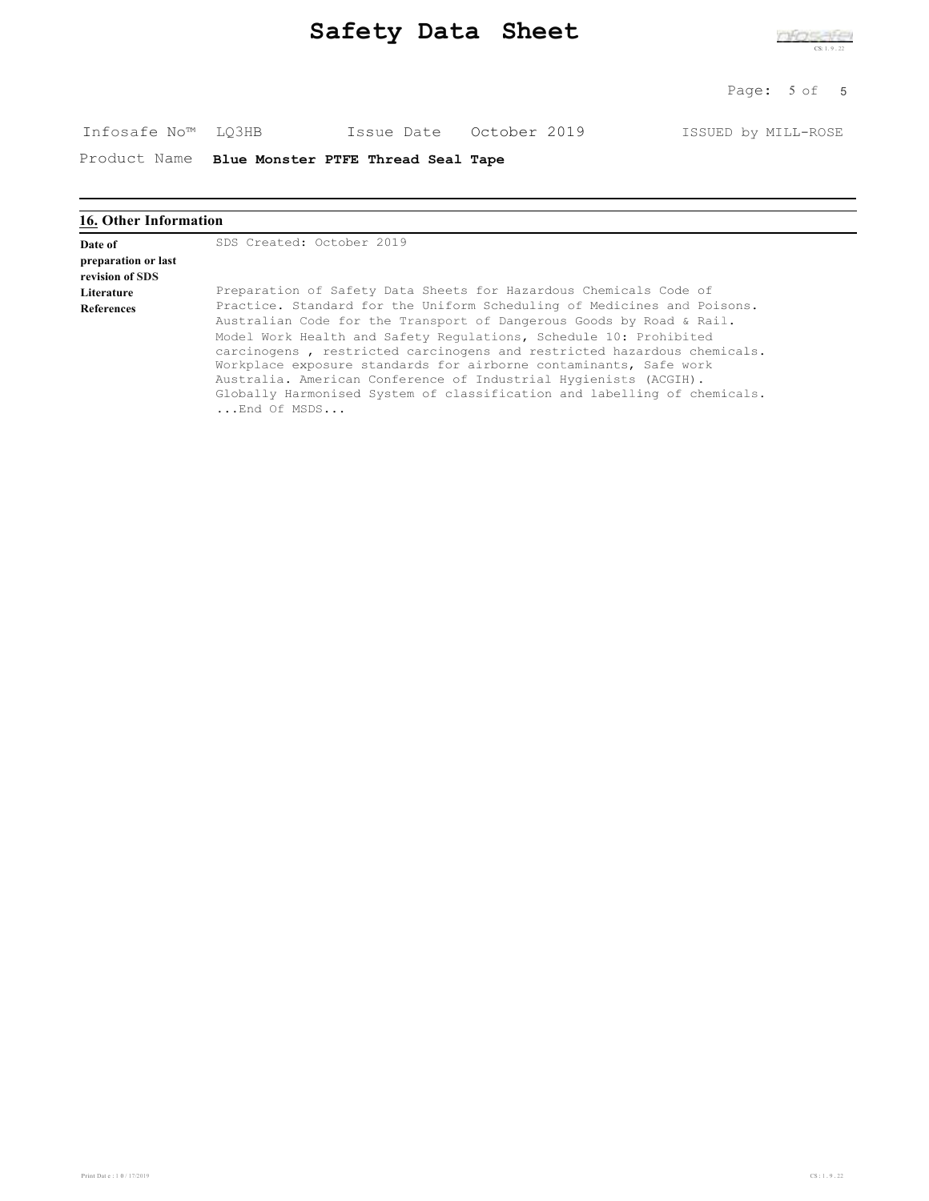## 16. Other Information

| | |
|---|---|
| **Date of preparation or last revision of SDS** | SDS Created: October 2019 |
| **Literature References** | Preparation of Safety Data Sheets for Hazardous Chemicals Code of Practice. Standard for the Uniform Scheduling of Medicines and Poisons. Australian Code for the Transport of Dangerous Goods by Road & Rail. Model Work Health and Safety Regulations, Schedule 10: Prohibited carcinogens , restricted carcinogens and restricted hazardous chemicals. Workplace exposure standards for airborne contaminants, Safe work Australia. American Conference of Industrial Hygienists (ACGIH). Globally Harmonised System of classification and labelling of chemicals. |

...End Of MSDS...